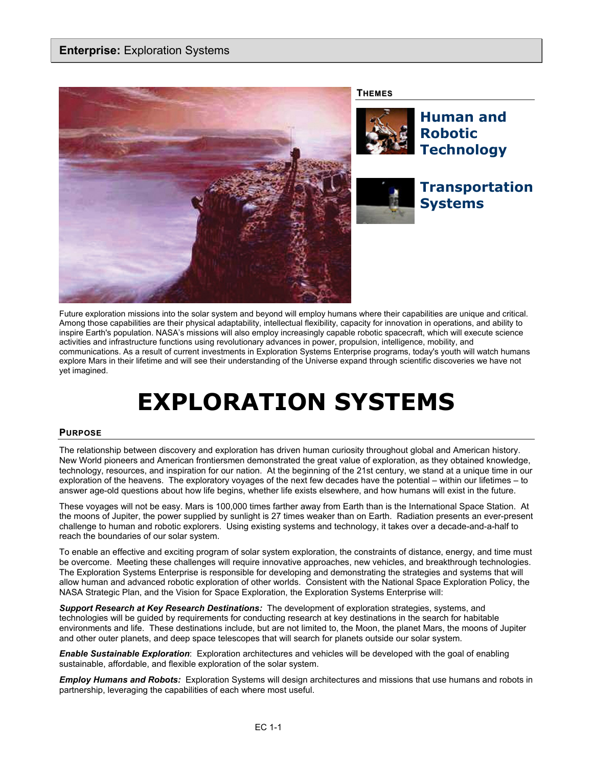**Enterprise:** Exploration Systems

**THEMES**

**Human and Robotic Technology**

**Transportation Systems**

Future exploration missions into the solar system and beyond will employ humans where their capabilities are unique and critical. Among those capabilities are their physical adaptability, intellectual flexibility, capacity for innovation in operations, and ability to inspire Earth's population. NASA's missions will also employ increasingly capable robotic spacecraft, which will execute science activities and infrastructure functions using revolutionary advances in power, propulsion, intelligence, mobility, and communications. As a result of current investments in Exploration Systems Enterprise programs, today's youth will watch humans explore Mars in their lifetime and will see their understanding of the Universe expand through scientific discoveries we have not yet imagined.

# EXPLORATION SYSTEMS

## PURPOSE

The relationship between discovery and exploration has driven human curiosity throughout global and American history. New World pioneers and American frontiersmen demonstrated the great value of exploration, as they obtained knowledge, technology, resources, and inspiration for our nation. At the beginning of the 21st century, we stand at a unique time in our exploration of the heavens. The exploratory voyages of the next few decades have the potential – within our lifetimes – to answer age-old questions about how life begins, whether life exists elsewhere, and how humans will exist in the future.

These voyages will not be easy. Mars is 100,000 times farther away from Earth than is the International Space Station. At the moons of Jupiter, the power supplied by sunlight is 27 times weaker than on Earth. Radiation presents an ever-present challenge to human and robotic explorers. Using existing systems and technology, it takes over a decade-and-a-half to reach the boundaries of our solar system.

To enable an effective and exciting program of solar system exploration, the constraints of distance, energy, and time must be overcome. Meeting these challenges will require innovative approaches, new vehicles, and breakthrough technologies. The Exploration Systems Enterprise is responsible for developing and demonstrating the strategies and systems that will allow human and advanced robotic exploration of other worlds. Consistent with the National Space Exploration Policy, the NASA Strategic Plan, and the Vision for Space Exploration, the Exploration Systems Enterprise will:

***Support Research at Key Research Destinations:*** The development of exploration strategies, systems, and technologies will be guided by requirements for conducting research at key destinations in the search for habitable environments and life. These destinations include, but are not limited to, the Moon, the planet Mars, the moons of Jupiter and other outer planets, and deep space telescopes that will search for planets outside our solar system.

***Enable Sustainable Exploration***: Exploration architectures and vehicles will be developed with the goal of enabling sustainable, affordable, and flexible exploration of the solar system.

***Employ Humans and Robots:*** Exploration Systems will design architectures and missions that use humans and robots in partnership, leveraging the capabilities of each where most useful.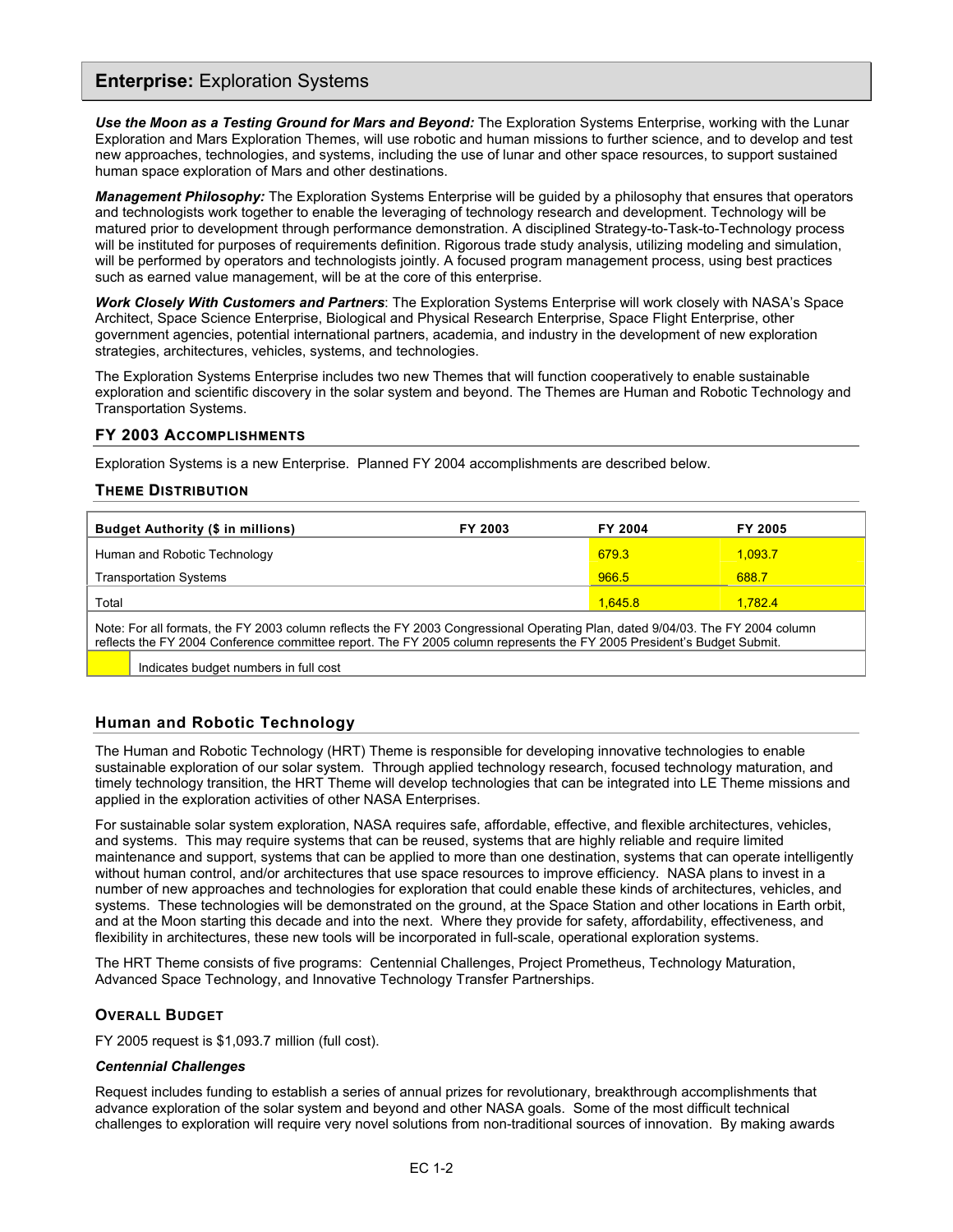## **Enterprise:** Exploration Systems

***Use the Moon as a Testing Ground for Mars and Beyond:*** The Exploration Systems Enterprise, working with the Lunar Exploration and Mars Exploration Themes, will use robotic and human missions to further science, and to develop and test new approaches, technologies, and systems, including the use of lunar and other space resources, to support sustained human space exploration of Mars and other destinations.

***Management Philosophy:*** The Exploration Systems Enterprise will be guided by a philosophy that ensures that operators and technologists work together to enable the leveraging of technology research and development. Technology will be matured prior to development through performance demonstration. A disciplined Strategy-to-Task-to-Technology process will be instituted for purposes of requirements definition. Rigorous trade study analysis, utilizing modeling and simulation, will be performed by operators and technologists jointly. A focused program management process, using best practices such as earned value management, will be at the core of this enterprise.

***Work Closely With Customers and Partners***: The Exploration Systems Enterprise will work closely with NASA's Space Architect, Space Science Enterprise, Biological and Physical Research Enterprise, Space Flight Enterprise, other government agencies, potential international partners, academia, and industry in the development of new exploration strategies, architectures, vehicles, systems, and technologies.

The Exploration Systems Enterprise includes two new Themes that will function cooperatively to enable sustainable exploration and scientific discovery in the solar system and beyond. The Themes are Human and Robotic Technology and Transportation Systems.

### FY 2003 Accomplishments

Exploration Systems is a new Enterprise. Planned FY 2004 accomplishments are described below.

### Theme Distribution

| Budget Authority ($ in millions) | FY 2003 | FY 2004 | FY 2005 |
|---|---|---|---|
| Human and Robotic Technology | | 679.3 | 1,093.7 |
| Transportation Systems | | 966.5 | 688.7 |
| Total | | 1,645.8 | 1,782.4 |

Note: For all formats, the FY 2003 column reflects the FY 2003 Congressional Operating Plan, dated 9/04/03. The FY 2004 column reflects the FY 2004 Conference committee report. The FY 2005 column represents the FY 2005 President's Budget Submit.

(Highlighted) Indicates budget numbers in full cost

## Human and Robotic Technology

The Human and Robotic Technology (HRT) Theme is responsible for developing innovative technologies to enable sustainable exploration of our solar system. Through applied technology research, focused technology maturation, and timely technology transition, the HRT Theme will develop technologies that can be integrated into LE Theme missions and applied in the exploration activities of other NASA Enterprises.

For sustainable solar system exploration, NASA requires safe, affordable, effective, and flexible architectures, vehicles, and systems. This may require systems that can be reused, systems that are highly reliable and require limited maintenance and support, systems that can be applied to more than one destination, systems that can operate intelligently without human control, and/or architectures that use space resources to improve efficiency. NASA plans to invest in a number of new approaches and technologies for exploration that could enable these kinds of architectures, vehicles, and systems. These technologies will be demonstrated on the ground, at the Space Station and other locations in Earth orbit, and at the Moon starting this decade and into the next. Where they provide for safety, affordability, effectiveness, and flexibility in architectures, these new tools will be incorporated in full-scale, operational exploration systems.

The HRT Theme consists of five programs: Centennial Challenges, Project Prometheus, Technology Maturation, Advanced Space Technology, and Innovative Technology Transfer Partnerships.

### Overall Budget

FY 2005 request is $1,093.7 million (full cost).

#### *Centennial Challenges*

Request includes funding to establish a series of annual prizes for revolutionary, breakthrough accomplishments that advance exploration of the solar system and beyond and other NASA goals. Some of the most difficult technical challenges to exploration will require very novel solutions from non-traditional sources of innovation. By making awards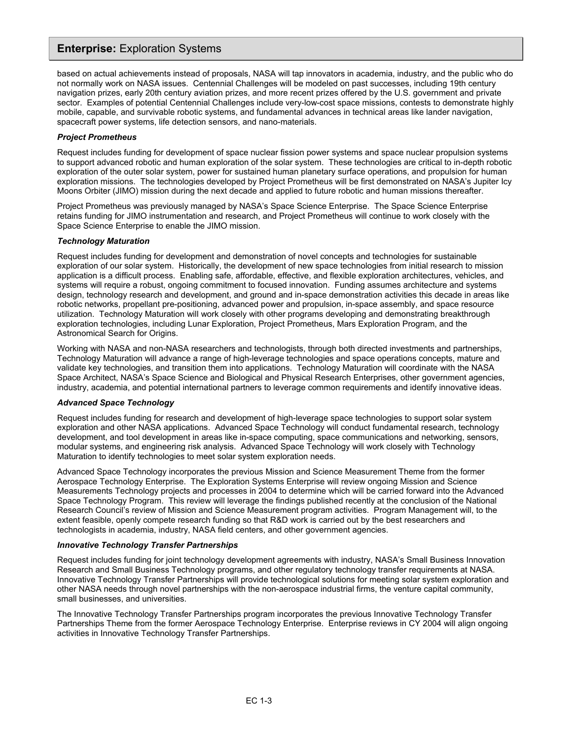based on actual achievements instead of proposals, NASA will tap innovators in academia, industry, and the public who do not normally work on NASA issues. Centennial Challenges will be modeled on past successes, including 19th century navigation prizes, early 20th century aviation prizes, and more recent prizes offered by the U.S. government and private sector. Examples of potential Centennial Challenges include very-low-cost space missions, contests to demonstrate highly mobile, capable, and survivable robotic systems, and fundamental advances in technical areas like lander navigation, spacecraft power systems, life detection sensors, and nano-materials.

***Project Prometheus***

Request includes funding for development of space nuclear fission power systems and space nuclear propulsion systems to support advanced robotic and human exploration of the solar system. These technologies are critical to in-depth robotic exploration of the outer solar system, power for sustained human planetary surface operations, and propulsion for human exploration missions. The technologies developed by Project Prometheus will be first demonstrated on NASA's Jupiter Icy Moons Orbiter (JIMO) mission during the next decade and applied to future robotic and human missions thereafter.

Project Prometheus was previously managed by NASA's Space Science Enterprise. The Space Science Enterprise retains funding for JIMO instrumentation and research, and Project Prometheus will continue to work closely with the Space Science Enterprise to enable the JIMO mission.

***Technology Maturation***

Request includes funding for development and demonstration of novel concepts and technologies for sustainable exploration of our solar system. Historically, the development of new space technologies from initial research to mission application is a difficult process. Enabling safe, affordable, effective, and flexible exploration architectures, vehicles, and systems will require a robust, ongoing commitment to focused innovation. Funding assumes architecture and systems design, technology research and development, and ground and in-space demonstration activities this decade in areas like robotic networks, propellant pre-positioning, advanced power and propulsion, in-space assembly, and space resource utilization. Technology Maturation will work closely with other programs developing and demonstrating breakthrough exploration technologies, including Lunar Exploration, Project Prometheus, Mars Exploration Program, and the Astronomical Search for Origins.

Working with NASA and non-NASA researchers and technologists, through both directed investments and partnerships, Technology Maturation will advance a range of high-leverage technologies and space operations concepts, mature and validate key technologies, and transition them into applications. Technology Maturation will coordinate with the NASA Space Architect, NASA's Space Science and Biological and Physical Research Enterprises, other government agencies, industry, academia, and potential international partners to leverage common requirements and identify innovative ideas.

***Advanced Space Technology***

Request includes funding for research and development of high-leverage space technologies to support solar system exploration and other NASA applications. Advanced Space Technology will conduct fundamental research, technology development, and tool development in areas like in-space computing, space communications and networking, sensors, modular systems, and engineering risk analysis. Advanced Space Technology will work closely with Technology Maturation to identify technologies to meet solar system exploration needs.

Advanced Space Technology incorporates the previous Mission and Science Measurement Theme from the former Aerospace Technology Enterprise. The Exploration Systems Enterprise will review ongoing Mission and Science Measurements Technology projects and processes in 2004 to determine which will be carried forward into the Advanced Space Technology Program. This review will leverage the findings published recently at the conclusion of the National Research Council's review of Mission and Science Measurement program activities. Program Management will, to the extent feasible, openly compete research funding so that R&D work is carried out by the best researchers and technologists in academia, industry, NASA field centers, and other government agencies.

***Innovative Technology Transfer Partnerships***

Request includes funding for joint technology development agreements with industry, NASA's Small Business Innovation Research and Small Business Technology programs, and other regulatory technology transfer requirements at NASA. Innovative Technology Transfer Partnerships will provide technological solutions for meeting solar system exploration and other NASA needs through novel partnerships with the non-aerospace industrial firms, the venture capital community, small businesses, and universities.

The Innovative Technology Transfer Partnerships program incorporates the previous Innovative Technology Transfer Partnerships Theme from the former Aerospace Technology Enterprise. Enterprise reviews in CY 2004 will align ongoing activities in Innovative Technology Transfer Partnerships.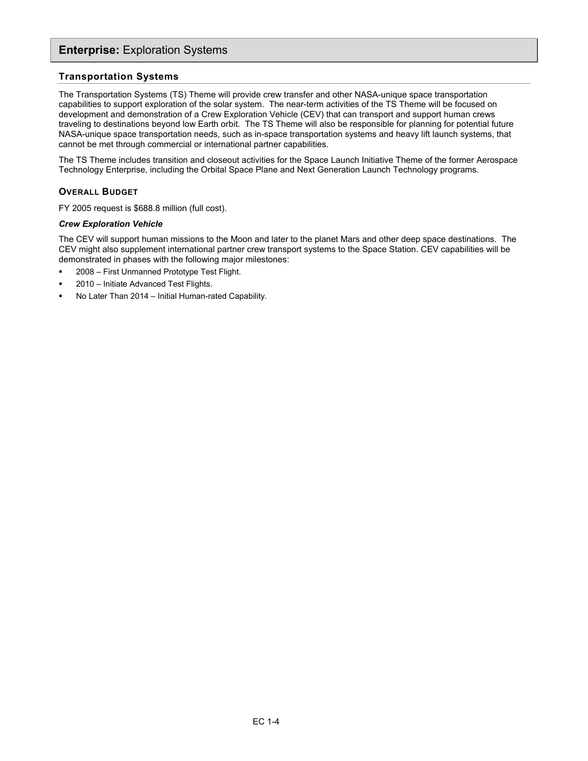# Enterprise: Exploration Systems

## Transportation Systems

The Transportation Systems (TS) Theme will provide crew transfer and other NASA-unique space transportation capabilities to support exploration of the solar system. The near-term activities of the TS Theme will be focused on development and demonstration of a Crew Exploration Vehicle (CEV) that can transport and support human crews traveling to destinations beyond low Earth orbit. The TS Theme will also be responsible for planning for potential future NASA-unique space transportation needs, such as in-space transportation systems and heavy lift launch systems, that cannot be met through commercial or international partner capabilities.

The TS Theme includes transition and closeout activities for the Space Launch Initiative Theme of the former Aerospace Technology Enterprise, including the Orbital Space Plane and Next Generation Launch Technology programs.

### OVERALL BUDGET

FY 2005 request is $688.8 million (full cost).

***Crew Exploration Vehicle***

The CEV will support human missions to the Moon and later to the planet Mars and other deep space destinations. The CEV might also supplement international partner crew transport systems to the Space Station. CEV capabilities will be demonstrated in phases with the following major milestones:

- 2008 – First Unmanned Prototype Test Flight.
- 2010 – Initiate Advanced Test Flights.
- No Later Than 2014 – Initial Human-rated Capability.